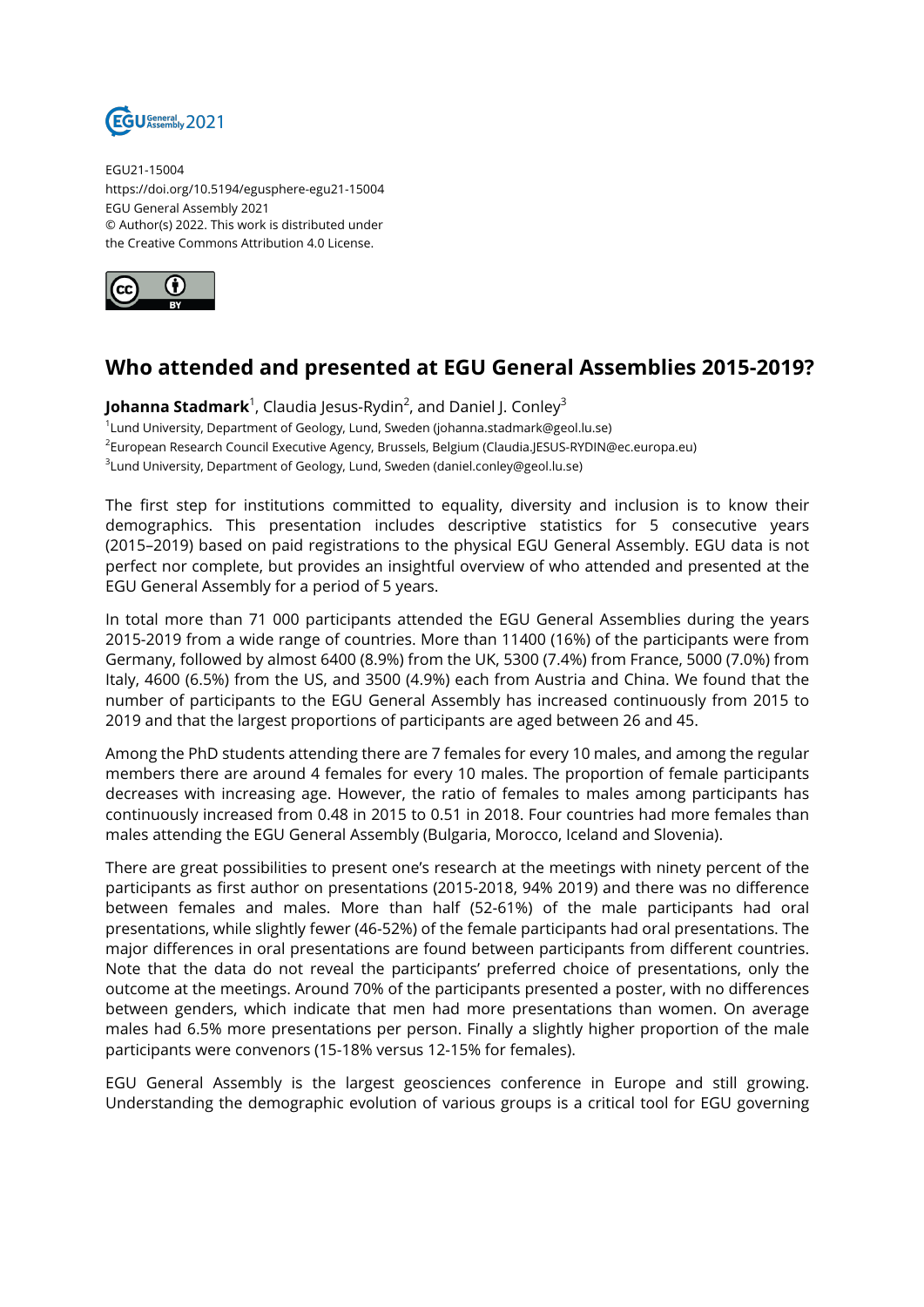EGU21-15004
https://doi.org/10.5194/egusphere-egu21-15004
EGU General Assembly 2021
© Author(s) 2022. This work is distributed under
the Creative Commons Attribution 4.0 License.

# Who attended and presented at EGU General Assemblies 2015-2019?

**Johanna Stadmark**[1], Claudia Jesus-Rydin[2], and Daniel J. Conley[3]

[1]Lund University, Department of Geology, Lund, Sweden (johanna.stadmark@geol.lu.se)
[2]European Research Council Executive Agency, Brussels, Belgium (Claudia.JESUS-RYDIN@ec.europa.eu)
[3]Lund University, Department of Geology, Lund, Sweden (daniel.conley@geol.lu.se)

The first step for institutions committed to equality, diversity and inclusion is to know their demographics. This presentation includes descriptive statistics for 5 consecutive years (2015–2019) based on paid registrations to the physical EGU General Assembly. EGU data is not perfect nor complete, but provides an insightful overview of who attended and presented at the EGU General Assembly for a period of 5 years.

In total more than 71 000 participants attended the EGU General Assemblies during the years 2015-2019 from a wide range of countries. More than 11400 (16%) of the participants were from Germany, followed by almost 6400 (8.9%) from the UK, 5300 (7.4%) from France, 5000 (7.0%) from Italy, 4600 (6.5%) from the US, and 3500 (4.9%) each from Austria and China. We found that the number of participants to the EGU General Assembly has increased continuously from 2015 to 2019 and that the largest proportions of participants are aged between 26 and 45.

Among the PhD students attending there are 7 females for every 10 males, and among the regular members there are around 4 females for every 10 males. The proportion of female participants decreases with increasing age. However, the ratio of females to males among participants has continuously increased from 0.48 in 2015 to 0.51 in 2018. Four countries had more females than males attending the EGU General Assembly (Bulgaria, Morocco, Iceland and Slovenia).

There are great possibilities to present one's research at the meetings with ninety percent of the participants as first author on presentations (2015-2018, 94% 2019) and there was no difference between females and males. More than half (52-61%) of the male participants had oral presentations, while slightly fewer (46-52%) of the female participants had oral presentations. The major differences in oral presentations are found between participants from different countries. Note that the data do not reveal the participants' preferred choice of presentations, only the outcome at the meetings. Around 70% of the participants presented a poster, with no differences between genders, which indicate that men had more presentations than women. On average males had 6.5% more presentations per person. Finally a slightly higher proportion of the male participants were convenors (15-18% versus 12-15% for females).

EGU General Assembly is the largest geosciences conference in Europe and still growing. Understanding the demographic evolution of various groups is a critical tool for EGU governing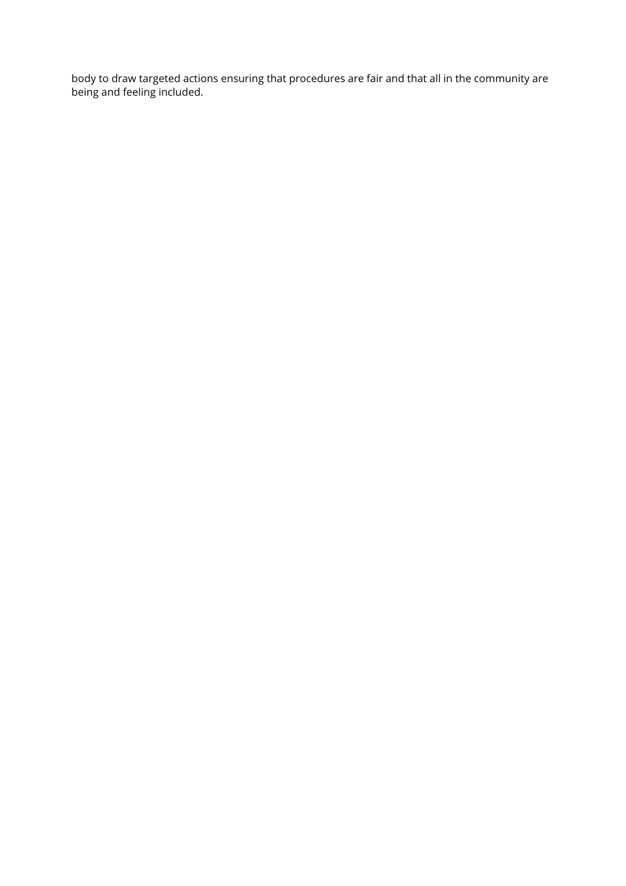body to draw targeted actions ensuring that procedures are fair and that all in the community are being and feeling included.